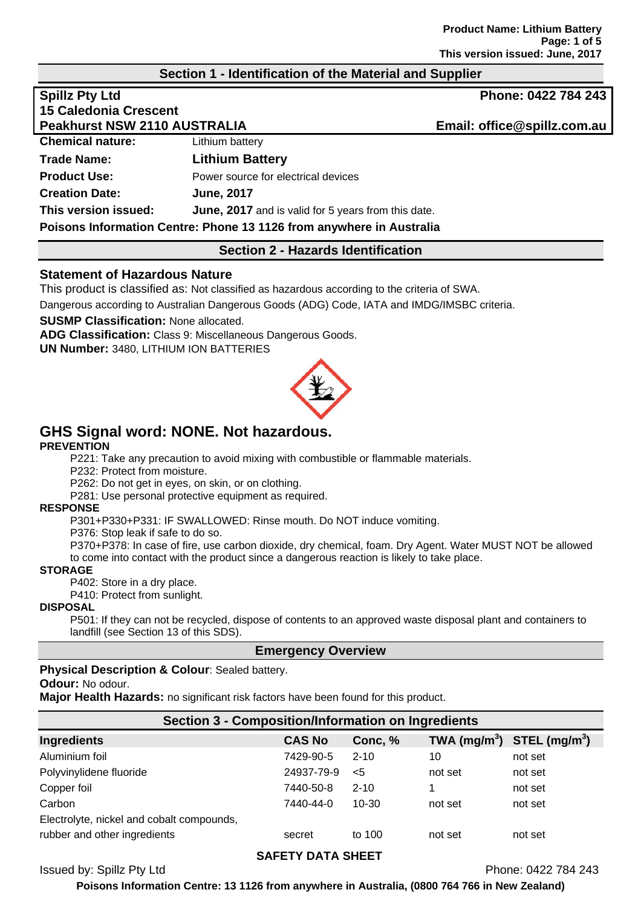## Section 1 - Identification of the Material and Supplier

**Spillz Pty Ltd**
**15 Caledonia Crescent**
**Peakhurst NSW 2110 AUSTRALIA**

**Phone: 0422 784 243**
**Email: office@spillz.com.au**

**Chemical nature:** Lithium battery

**Trade Name:** **Lithium Battery**

**Product Use:** Power source for electrical devices

**Creation Date:** **June, 2017**

**This version issued:** **June, 2017** and is valid for 5 years from this date.

**Poisons Information Centre: Phone 13 1126 from anywhere in Australia**

## Section 2 - Hazards Identification

### Statement of Hazardous Nature

This product is classified as: Not classified as hazardous according to the criteria of SWA.

Dangerous according to Australian Dangerous Goods (ADG) Code, IATA and IMDG/IMSBC criteria.

**SUSMP Classification:** None allocated.

**ADG Classification:** Class 9: Miscellaneous Dangerous Goods.

**UN Number:** 3480, LITHIUM ION BATTERIES

## GHS Signal word: NONE. Not hazardous.

**PREVENTION**

- P221: Take any precaution to avoid mixing with combustible or flammable materials.
- P232: Protect from moisture.
- P262: Do not get in eyes, on skin, or on clothing.
- P281: Use personal protective equipment as required.

**RESPONSE**

- P301+P330+P331: IF SWALLOWED: Rinse mouth. Do NOT induce vomiting.
- P376: Stop leak if safe to do so.
- P370+P378: In case of fire, use carbon dioxide, dry chemical, foam. Dry Agent. Water MUST NOT be allowed to come into contact with the product since a dangerous reaction is likely to take place.

**STORAGE**

- P402: Store in a dry place.
- P410: Protect from sunlight.

**DISPOSAL**

- P501: If they can not be recycled, dispose of contents to an approved waste disposal plant and containers to landfill (see Section 13 of this SDS).

### Emergency Overview

**Physical Description & Colour**: Sealed battery.

**Odour:** No odour.

**Major Health Hazards:** no significant risk factors have been found for this product.

## Section 3 - Composition/Information on Ingredients

| Ingredients | CAS No | Conc, % | TWA ($mg/m^3$) | STEL ($mg/m^3$) |
|---|---|---|---|---|
| Aluminium foil | 7429-90-5 | 2-10 | 10 | not set |
| Polyvinylidene fluoride | 24937-79-9 | <5 | not set | not set |
| Copper foil | 7440-50-8 | 2-10 | 1 | not set |
| Carbon | 7440-44-0 | 10-30 | not set | not set |
| Electrolyte, nickel and cobalt compounds, rubber and other ingredients | secret | to 100 | not set | not set |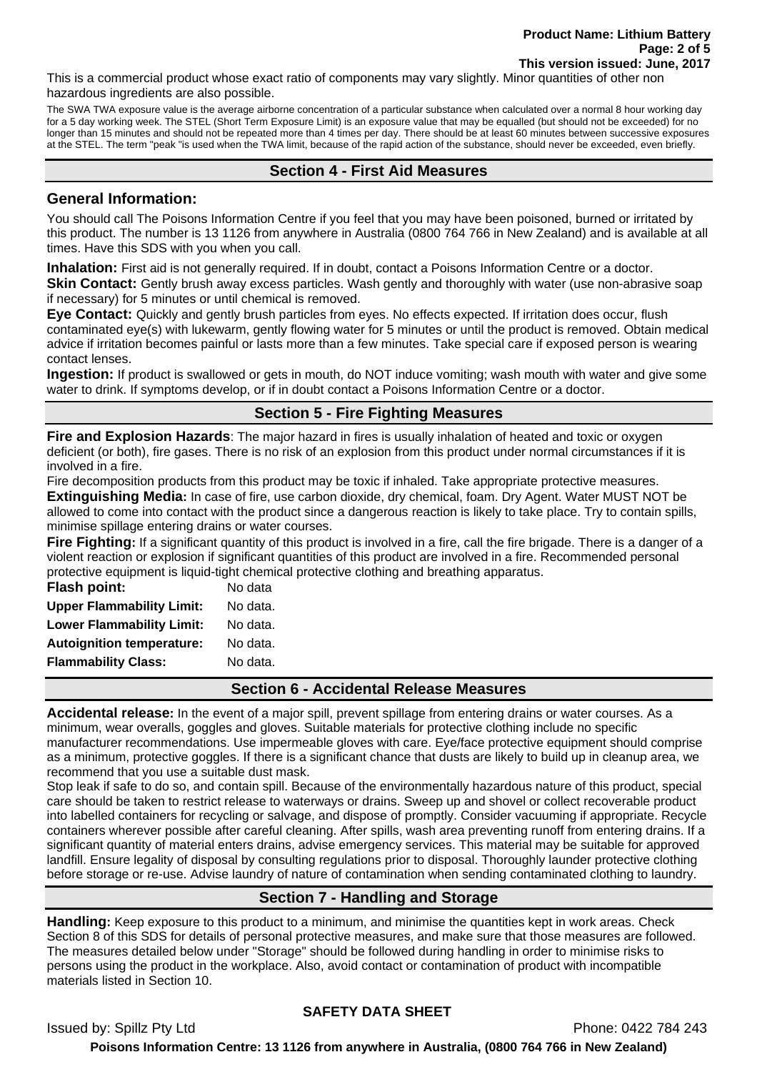This is a commercial product whose exact ratio of components may vary slightly. Minor quantities of other non hazardous ingredients are also possible.

The SWA TWA exposure value is the average airborne concentration of a particular substance when calculated over a normal 8 hour working day for a 5 day working week. The STEL (Short Term Exposure Limit) is an exposure value that may be equalled (but should not be exceeded) for no longer than 15 minutes and should not be repeated more than 4 times per day. There should be at least 60 minutes between successive exposures at the STEL. The term "peak "is used when the TWA limit, because of the rapid action of the substance, should never be exceeded, even briefly.

## Section 4 - First Aid Measures

### General Information:

You should call The Poisons Information Centre if you feel that you may have been poisoned, burned or irritated by this product. The number is 13 1126 from anywhere in Australia (0800 764 766 in New Zealand) and is available at all times. Have this SDS with you when you call.

**Inhalation:** First aid is not generally required. If in doubt, contact a Poisons Information Centre or a doctor.
**Skin Contact:** Gently brush away excess particles. Wash gently and thoroughly with water (use non-abrasive soap if necessary) for 5 minutes or until chemical is removed.
**Eye Contact:** Quickly and gently brush particles from eyes. No effects expected. If irritation does occur, flush contaminated eye(s) with lukewarm, gently flowing water for 5 minutes or until the product is removed. Obtain medical advice if irritation becomes painful or lasts more than a few minutes. Take special care if exposed person is wearing contact lenses.
**Ingestion:** If product is swallowed or gets in mouth, do NOT induce vomiting; wash mouth with water and give some water to drink. If symptoms develop, or if in doubt contact a Poisons Information Centre or a doctor.

## Section 5 - Fire Fighting Measures

**Fire and Explosion Hazards**: The major hazard in fires is usually inhalation of heated and toxic or oxygen deficient (or both), fire gases. There is no risk of an explosion from this product under normal circumstances if it is involved in a fire.
Fire decomposition products from this product may be toxic if inhaled. Take appropriate protective measures.
**Extinguishing Media:** In case of fire, use carbon dioxide, dry chemical, foam. Dry Agent. Water MUST NOT be allowed to come into contact with the product since a dangerous reaction is likely to take place. Try to contain spills, minimise spillage entering drains or water courses.
**Fire Fighting:** If a significant quantity of this product is involved in a fire, call the fire brigade. There is a danger of a violent reaction or explosion if significant quantities of this product are involved in a fire. Recommended personal protective equipment is liquid-tight chemical protective clothing and breathing apparatus.

| | |
|---|---|
| **Flash point:** | No data |
| **Upper Flammability Limit:** | No data. |
| **Lower Flammability Limit:** | No data. |
| **Autoignition temperature:** | No data. |
| **Flammability Class:** | No data. |

## Section 6 - Accidental Release Measures

**Accidental release:** In the event of a major spill, prevent spillage from entering drains or water courses. As a minimum, wear overalls, goggles and gloves. Suitable materials for protective clothing include no specific manufacturer recommendations. Use impermeable gloves with care. Eye/face protective equipment should comprise as a minimum, protective goggles. If there is a significant chance that dusts are likely to build up in cleanup area, we recommend that you use a suitable dust mask.
Stop leak if safe to do so, and contain spill. Because of the environmentally hazardous nature of this product, special care should be taken to restrict release to waterways or drains. Sweep up and shovel or collect recoverable product into labelled containers for recycling or salvage, and dispose of promptly. Consider vacuuming if appropriate. Recycle containers wherever possible after careful cleaning. After spills, wash area preventing runoff from entering drains. If a significant quantity of material enters drains, advise emergency services. This material may be suitable for approved landfill. Ensure legality of disposal by consulting regulations prior to disposal. Thoroughly launder protective clothing before storage or re-use. Advise laundry of nature of contamination when sending contaminated clothing to laundry.

## Section 7 - Handling and Storage

**Handling:** Keep exposure to this product to a minimum, and minimise the quantities kept in work areas. Check Section 8 of this SDS for details of personal protective measures, and make sure that those measures are followed. The measures detailed below under "Storage" should be followed during handling in order to minimise risks to persons using the product in the workplace. Also, avoid contact or contamination of product with incompatible materials listed in Section 10.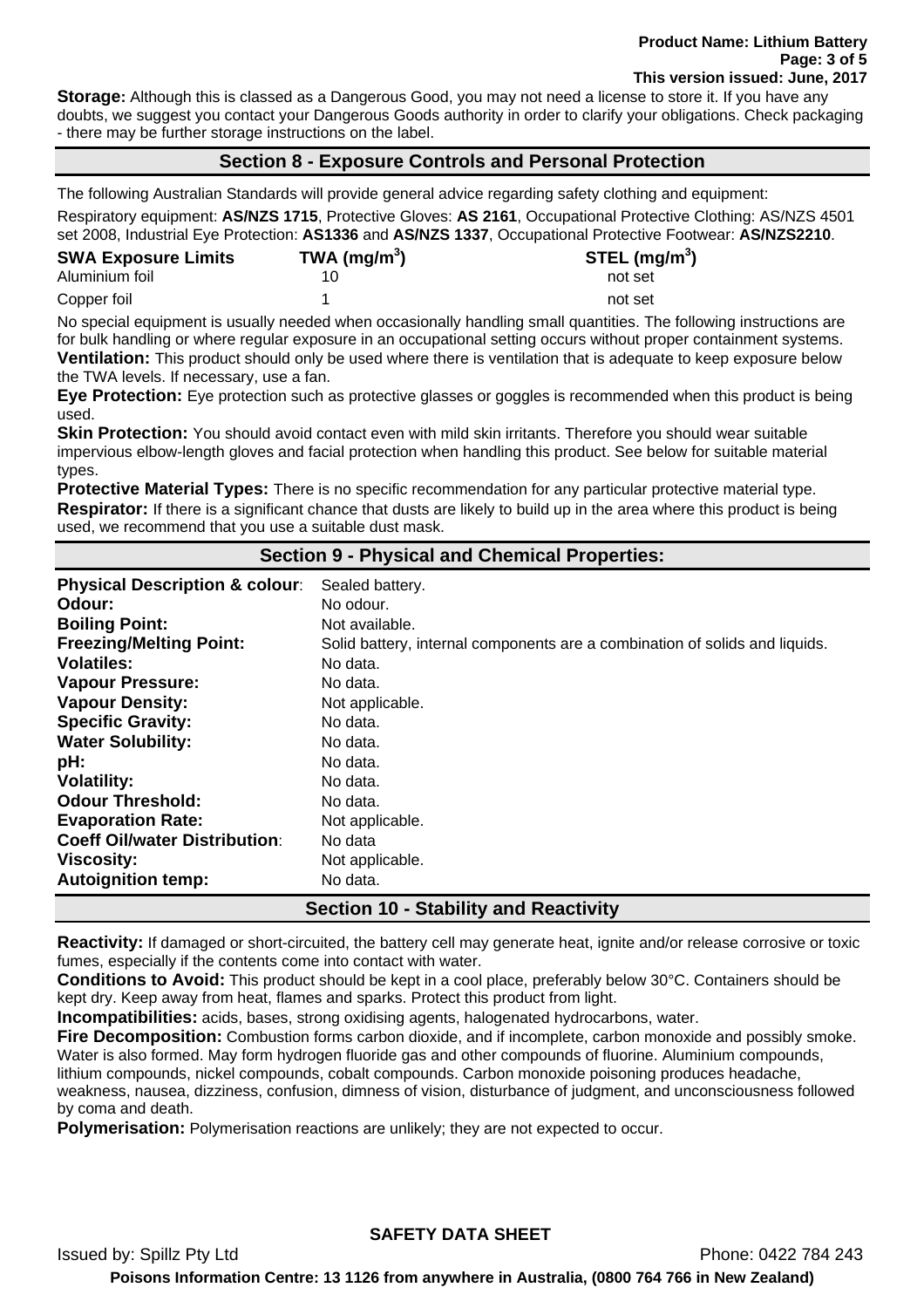**Storage:** Although this is classed as a Dangerous Good, you may not need a license to store it. If you have any doubts, we suggest you contact your Dangerous Goods authority in order to clarify your obligations. Check packaging - there may be further storage instructions on the label.

## Section 8 - Exposure Controls and Personal Protection

The following Australian Standards will provide general advice regarding safety clothing and equipment:

Respiratory equipment: **AS/NZS 1715**, Protective Gloves: **AS 2161**, Occupational Protective Clothing: AS/NZS 4501 set 2008, Industrial Eye Protection: **AS1336** and **AS/NZS 1337**, Occupational Protective Footwear: **AS/NZS2210**.

| SWA Exposure Limits | TWA ($mg/m^3$) | STEL ($mg/m^3$) |
|---|---|---|
| Aluminium foil | 10 | not set |
| Copper foil | 1 | not set |

No special equipment is usually needed when occasionally handling small quantities. The following instructions are for bulk handling or where regular exposure in an occupational setting occurs without proper containment systems.

**Ventilation:** This product should only be used where there is ventilation that is adequate to keep exposure below the TWA levels. If necessary, use a fan.

**Eye Protection:** Eye protection such as protective glasses or goggles is recommended when this product is being used.

**Skin Protection:** You should avoid contact even with mild skin irritants. Therefore you should wear suitable impervious elbow-length gloves and facial protection when handling this product. See below for suitable material types.

**Protective Material Types:** There is no specific recommendation for any particular protective material type.

**Respirator:** If there is a significant chance that dusts are likely to build up in the area where this product is being used, we recommend that you use a suitable dust mask.

## Section 9 - Physical and Chemical Properties:

| | |
|---|---|
| **Physical Description & colour**: | Sealed battery. |
| **Odour:** | No odour. |
| **Boiling Point:** | Not available. |
| **Freezing/Melting Point:** | Solid battery, internal components are a combination of solids and liquids. |
| **Volatiles:** | No data. |
| **Vapour Pressure:** | No data. |
| **Vapour Density:** | Not applicable. |
| **Specific Gravity:** | No data. |
| **Water Solubility:** | No data. |
| **pH:** | No data. |
| **Volatility:** | No data. |
| **Odour Threshold:** | No data. |
| **Evaporation Rate:** | Not applicable. |
| **Coeff Oil/water Distribution**: | No data |
| **Viscosity:** | Not applicable. |
| **Autoignition temp:** | No data. |

## Section 10 - Stability and Reactivity

**Reactivity:** If damaged or short-circuited, the battery cell may generate heat, ignite and/or release corrosive or toxic fumes, especially if the contents come into contact with water.

**Conditions to Avoid:** This product should be kept in a cool place, preferably below 30°C. Containers should be kept dry. Keep away from heat, flames and sparks. Protect this product from light.

**Incompatibilities:** acids, bases, strong oxidising agents, halogenated hydrocarbons, water.

**Fire Decomposition:** Combustion forms carbon dioxide, and if incomplete, carbon monoxide and possibly smoke. Water is also formed. May form hydrogen fluoride gas and other compounds of fluorine. Aluminium compounds, lithium compounds, nickel compounds, cobalt compounds. Carbon monoxide poisoning produces headache, weakness, nausea, dizziness, confusion, dimness of vision, disturbance of judgment, and unconsciousness followed by coma and death.

**Polymerisation:** Polymerisation reactions are unlikely; they are not expected to occur.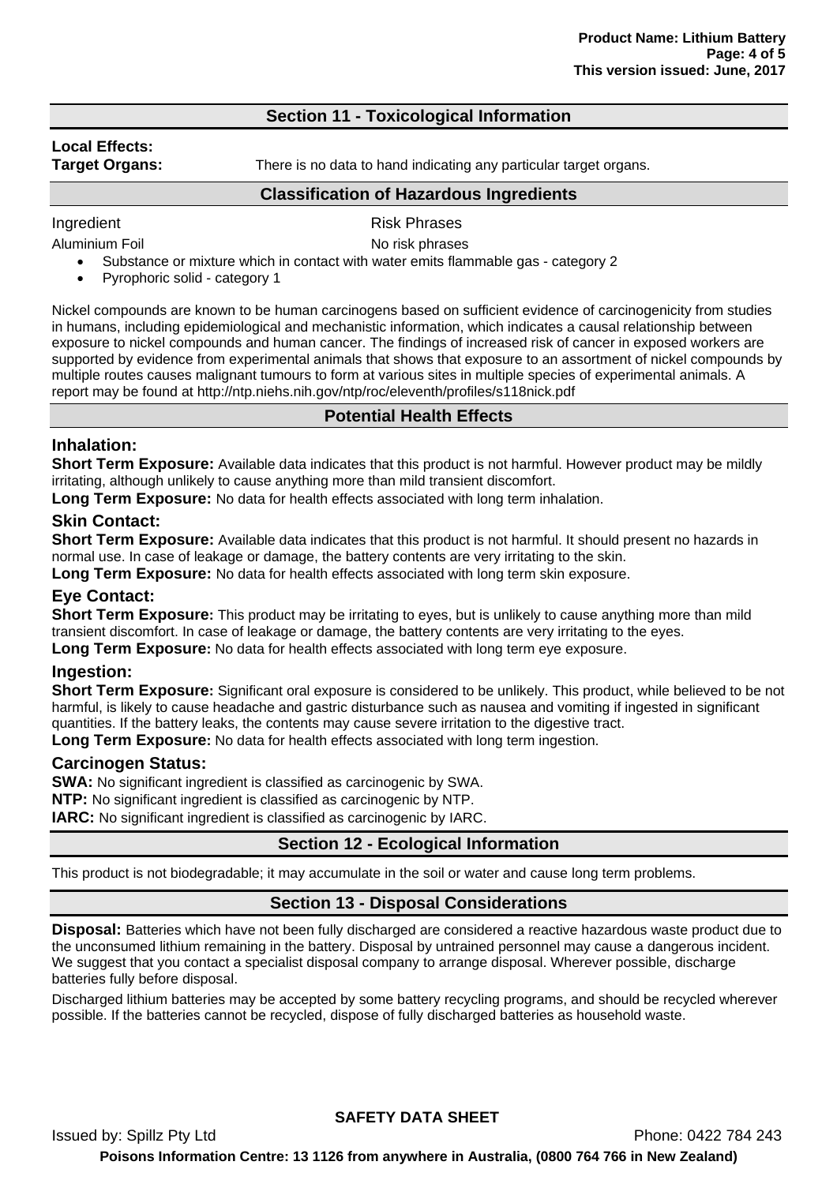## Section 11 - Toxicological Information

**Local Effects:**

**Target Organs:** There is no data to hand indicating any particular target organs.

### Classification of Hazardous Ingredients

| Ingredient | Risk Phrases |
| --- | --- |
| Aluminium Foil | No risk phrases |

- Substance or mixture which in contact with water emits flammable gas - category 2
- Pyrophoric solid - category 1

Nickel compounds are known to be human carcinogens based on sufficient evidence of carcinogenicity from studies in humans, including epidemiological and mechanistic information, which indicates a causal relationship between exposure to nickel compounds and human cancer. The findings of increased risk of cancer in exposed workers are supported by evidence from experimental animals that shows that exposure to an assortment of nickel compounds by multiple routes causes malignant tumours to form at various sites in multiple species of experimental animals. A report may be found at http://ntp.niehs.nih.gov/ntp/roc/eleventh/profiles/s118nick.pdf

### Potential Health Effects

#### Inhalation:

**Short Term Exposure:** Available data indicates that this product is not harmful. However product may be mildly irritating, although unlikely to cause anything more than mild transient discomfort.

**Long Term Exposure:** No data for health effects associated with long term inhalation.

#### Skin Contact:

**Short Term Exposure:** Available data indicates that this product is not harmful. It should present no hazards in normal use. In case of leakage or damage, the battery contents are very irritating to the skin.

**Long Term Exposure:** No data for health effects associated with long term skin exposure.

#### Eye Contact:

**Short Term Exposure:** This product may be irritating to eyes, but is unlikely to cause anything more than mild transient discomfort. In case of leakage or damage, the battery contents are very irritating to the eyes.

**Long Term Exposure:** No data for health effects associated with long term eye exposure.

#### Ingestion:

**Short Term Exposure:** Significant oral exposure is considered to be unlikely. This product, while believed to be not harmful, is likely to cause headache and gastric disturbance such as nausea and vomiting if ingested in significant quantities. If the battery leaks, the contents may cause severe irritation to the digestive tract.

**Long Term Exposure:** No data for health effects associated with long term ingestion.

#### Carcinogen Status:

**SWA:** No significant ingredient is classified as carcinogenic by SWA.

**NTP:** No significant ingredient is classified as carcinogenic by NTP.

**IARC:** No significant ingredient is classified as carcinogenic by IARC.

## Section 12 - Ecological Information

This product is not biodegradable; it may accumulate in the soil or water and cause long term problems.

## Section 13 - Disposal Considerations

**Disposal:** Batteries which have not been fully discharged are considered a reactive hazardous waste product due to the unconsumed lithium remaining in the battery. Disposal by untrained personnel may cause a dangerous incident. We suggest that you contact a specialist disposal company to arrange disposal. Wherever possible, discharge batteries fully before disposal.

Discharged lithium batteries may be accepted by some battery recycling programs, and should be recycled wherever possible. If the batteries cannot be recycled, dispose of fully discharged batteries as household waste.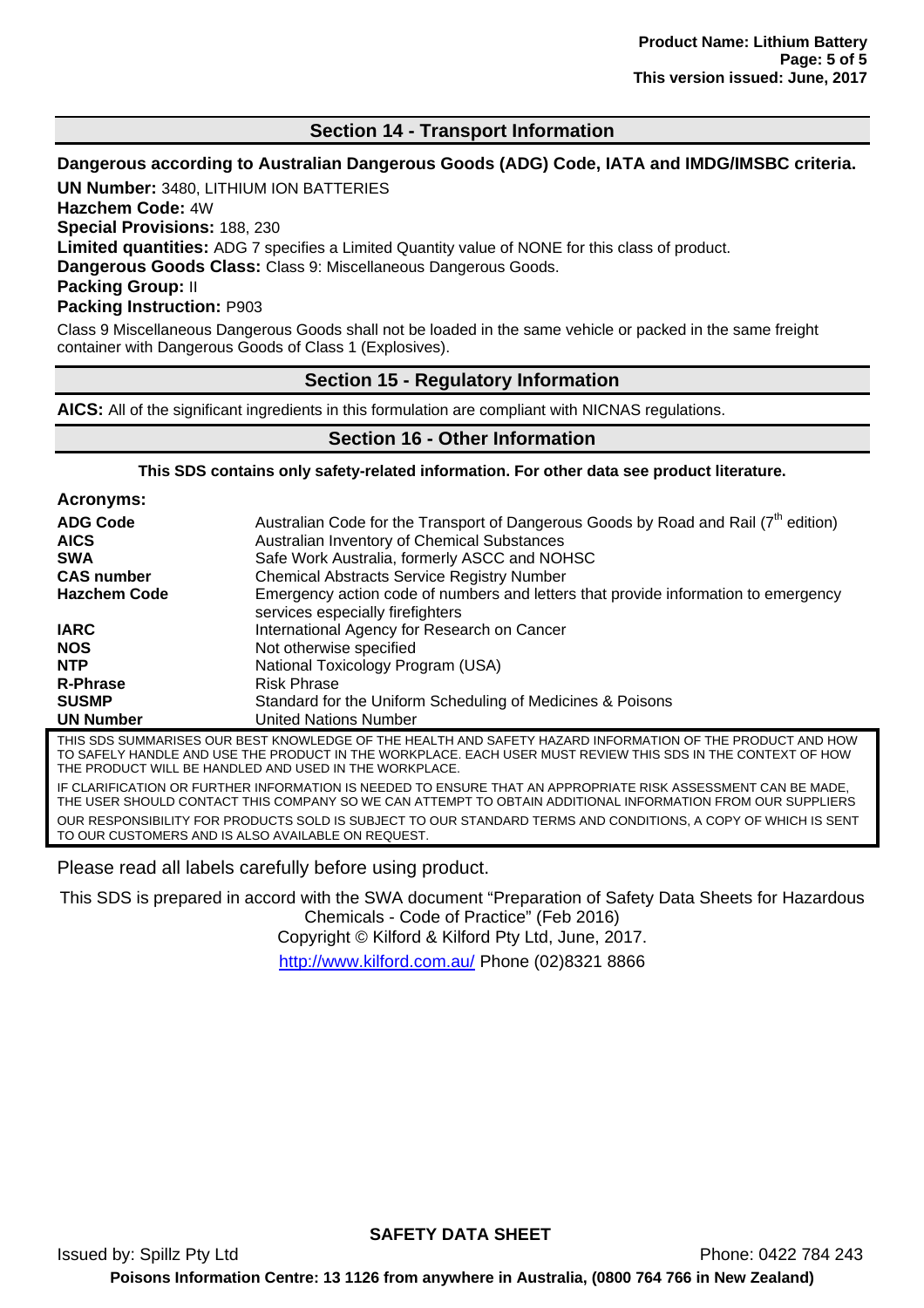## Section 14 - Transport Information

**Dangerous according to Australian Dangerous Goods (ADG) Code, IATA and IMDG/IMSBC criteria.**

**UN Number:** 3480, LITHIUM ION BATTERIES
**Hazchem Code:** 4W
**Special Provisions:** 188, 230
**Limited quantities:** ADG 7 specifies a Limited Quantity value of NONE for this class of product.
**Dangerous Goods Class:** Class 9: Miscellaneous Dangerous Goods.
**Packing Group:** II
**Packing Instruction:** P903

Class 9 Miscellaneous Dangerous Goods shall not be loaded in the same vehicle or packed in the same freight container with Dangerous Goods of Class 1 (Explosives).

## Section 15 - Regulatory Information

**AICS:** All of the significant ingredients in this formulation are compliant with NICNAS regulations.

## Section 16 - Other Information

**This SDS contains only safety-related information. For other data see product literature.**

**Acronyms:**

| | |
|---|---|
| **ADG Code** | Australian Code for the Transport of Dangerous Goods by Road and Rail (7th edition) |
| **AICS** | Australian Inventory of Chemical Substances |
| **SWA** | Safe Work Australia, formerly ASCC and NOHSC |
| **CAS number** | Chemical Abstracts Service Registry Number |
| **Hazchem Code** | Emergency action code of numbers and letters that provide information to emergency services especially firefighters |
| **IARC** | International Agency for Research on Cancer |
| **NOS** | Not otherwise specified |
| **NTP** | National Toxicology Program (USA) |
| **R-Phrase** | Risk Phrase |
| **SUSMP** | Standard for the Uniform Scheduling of Medicines & Poisons |
| **UN Number** | United Nations Number |

THIS SDS SUMMARISES OUR BEST KNOWLEDGE OF THE HEALTH AND SAFETY HAZARD INFORMATION OF THE PRODUCT AND HOW TO SAFELY HANDLE AND USE THE PRODUCT IN THE WORKPLACE. EACH USER MUST REVIEW THIS SDS IN THE CONTEXT OF HOW THE PRODUCT WILL BE HANDLED AND USED IN THE WORKPLACE.

IF CLARIFICATION OR FURTHER INFORMATION IS NEEDED TO ENSURE THAT AN APPROPRIATE RISK ASSESSMENT CAN BE MADE, THE USER SHOULD CONTACT THIS COMPANY SO WE CAN ATTEMPT TO OBTAIN ADDITIONAL INFORMATION FROM OUR SUPPLIERS

OUR RESPONSIBILITY FOR PRODUCTS SOLD IS SUBJECT TO OUR STANDARD TERMS AND CONDITIONS, A COPY OF WHICH IS SENT TO OUR CUSTOMERS AND IS ALSO AVAILABLE ON REQUEST.

Please read all labels carefully before using product.

This SDS is prepared in accord with the SWA document "Preparation of Safety Data Sheets for Hazardous Chemicals - Code of Practice" (Feb 2016)
Copyright © Kilford & Kilford Pty Ltd, June, 2017.
http://www.kilford.com.au/ Phone (02)8321 8866